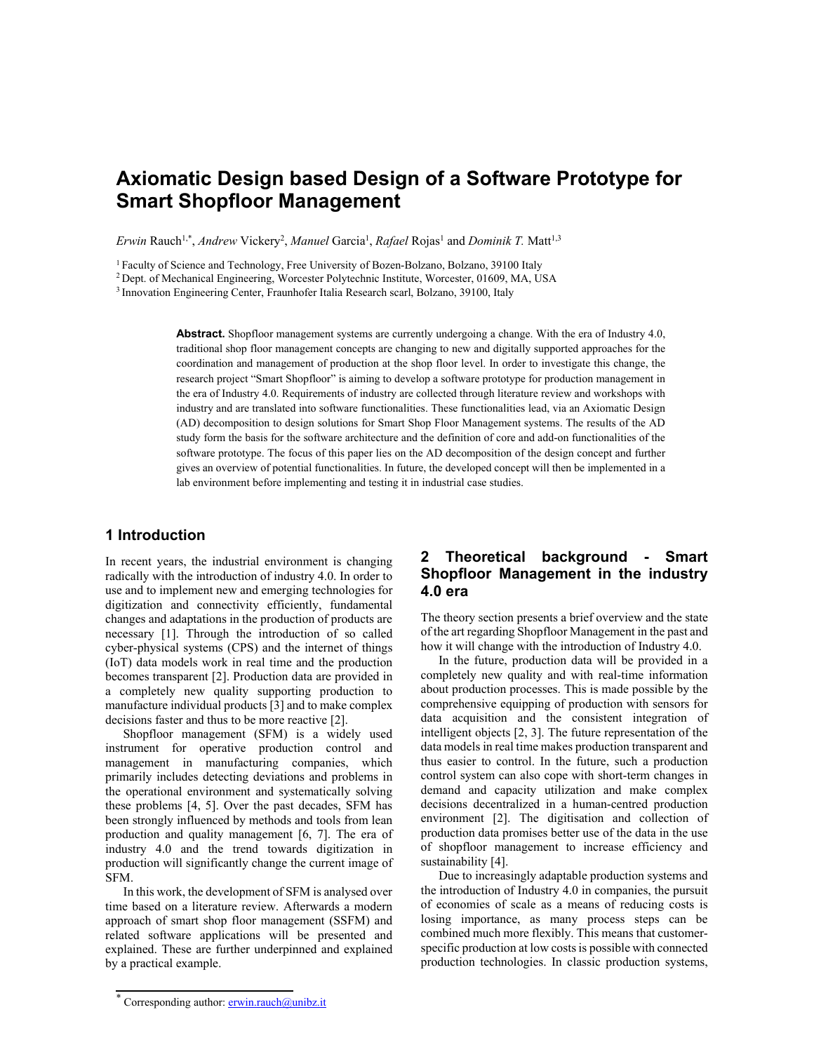# Axiomatic Design based Design of a Software Prototype for Smart Shopfloor Management

*Erwin* Rauch[1,*], *Andrew* Vickery[2], *Manuel* Garcia[1], *Rafael* Rojas[1] and *Dominik T.* Matt[1,3]

[1] Faculty of Science and Technology, Free University of Bozen-Bolzano, Bolzano, 39100 Italy
[2] Dept. of Mechanical Engineering, Worcester Polytechnic Institute, Worcester, 01609, MA, USA
[3] Innovation Engineering Center, Fraunhofer Italia Research scarl, Bolzano, 39100, Italy

**Abstract.** Shopfloor management systems are currently undergoing a change. With the era of Industry 4.0, traditional shop floor management concepts are changing to new and digitally supported approaches for the coordination and management of production at the shop floor level. In order to investigate this change, the research project "Smart Shopfloor" is aiming to develop a software prototype for production management in the era of Industry 4.0. Requirements of industry are collected through literature review and workshops with industry and are translated into software functionalities. These functionalities lead, via an Axiomatic Design (AD) decomposition to design solutions for Smart Shop Floor Management systems. The results of the AD study form the basis for the software architecture and the definition of core and add-on functionalities of the software prototype. The focus of this paper lies on the AD decomposition of the design concept and further gives an overview of potential functionalities. In future, the developed concept will then be implemented in a lab environment before implementing and testing it in industrial case studies.

## 1 Introduction

In recent years, the industrial environment is changing radically with the introduction of industry 4.0. In order to use and to implement new and emerging technologies for digitization and connectivity efficiently, fundamental changes and adaptations in the production of products are necessary [1]. Through the introduction of so called cyber-physical systems (CPS) and the internet of things (IoT) data models work in real time and the production becomes transparent [2]. Production data are provided in a completely new quality supporting production to manufacture individual products [3] and to make complex decisions faster and thus to be more reactive [2].

Shopfloor management (SFM) is a widely used instrument for operative production control and management in manufacturing companies, which primarily includes detecting deviations and problems in the operational environment and systematically solving these problems [4, 5]. Over the past decades, SFM has been strongly influenced by methods and tools from lean production and quality management [6, 7]. The era of industry 4.0 and the trend towards digitization in production will significantly change the current image of SFM.

In this work, the development of SFM is analysed over time based on a literature review. Afterwards a modern approach of smart shop floor management (SSFM) and related software applications will be presented and explained. These are further underpinned and explained by a practical example.

## 2 Theoretical background - Smart Shopfloor Management in the industry 4.0 era

The theory section presents a brief overview and the state of the art regarding Shopfloor Management in the past and how it will change with the introduction of Industry 4.0.

In the future, production data will be provided in a completely new quality and with real-time information about production processes. This is made possible by the comprehensive equipping of production with sensors for data acquisition and the consistent integration of intelligent objects [2, 3]. The future representation of the data models in real time makes production transparent and thus easier to control. In the future, such a production control system can also cope with short-term changes in demand and capacity utilization and make complex decisions decentralized in a human-centred production environment [2]. The digitisation and collection of production data promises better use of the data in the use of shopfloor management to increase efficiency and sustainability [4].

Due to increasingly adaptable production systems and the introduction of Industry 4.0 in companies, the pursuit of economies of scale as a means of reducing costs is losing importance, as many process steps can be combined much more flexibly. This means that customer-specific production at low costs is possible with connected production technologies. In classic production systems,

* Corresponding author: erwin.rauch@unibz.it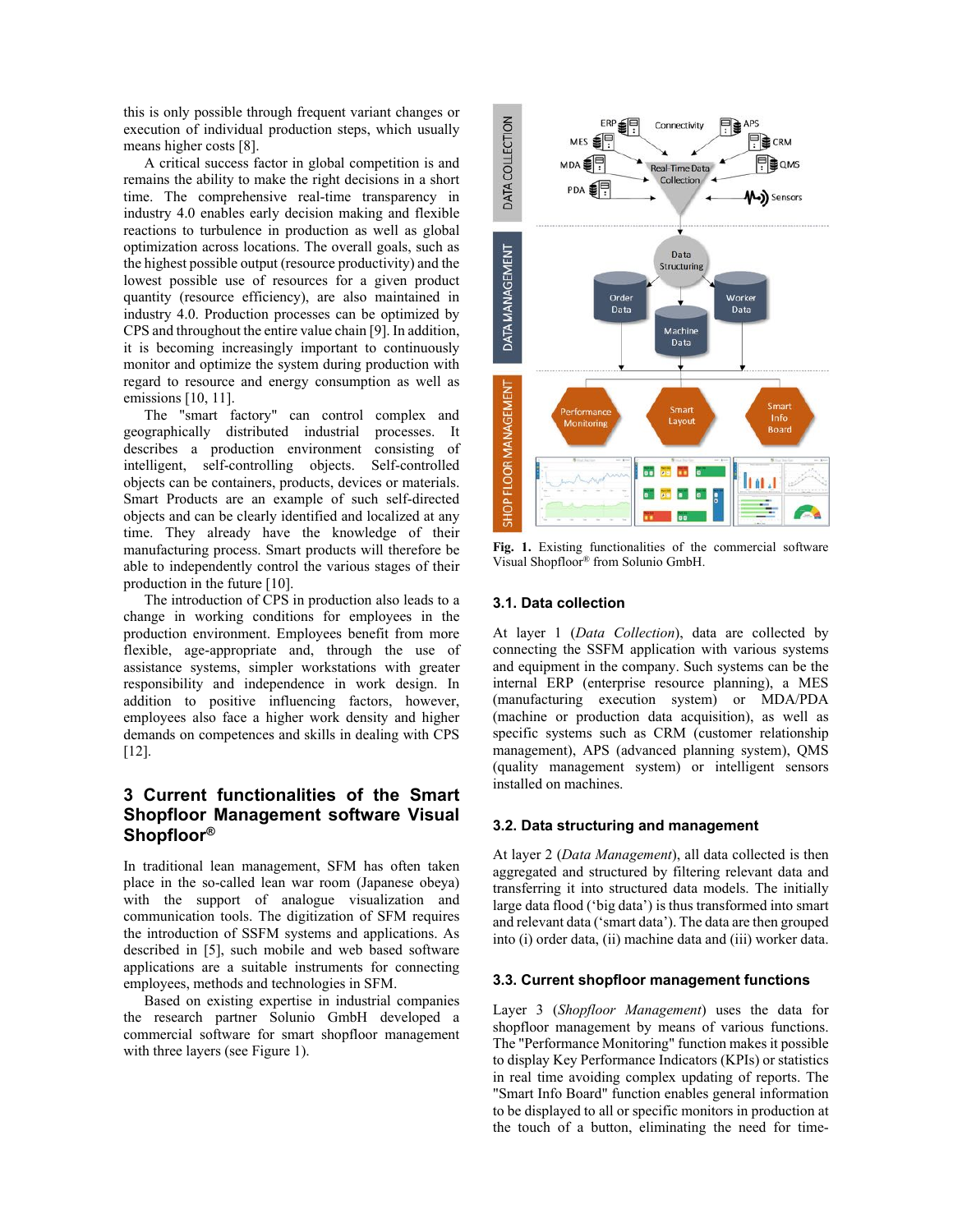this is only possible through frequent variant changes or execution of individual production steps, which usually means higher costs [8].

A critical success factor in global competition is and remains the ability to make the right decisions in a short time. The comprehensive real-time transparency in industry 4.0 enables early decision making and flexible reactions to turbulence in production as well as global optimization across locations. The overall goals, such as the highest possible output (resource productivity) and the lowest possible use of resources for a given product quantity (resource efficiency), are also maintained in industry 4.0. Production processes can be optimized by CPS and throughout the entire value chain [9]. In addition, it is becoming increasingly important to continuously monitor and optimize the system during production with regard to resource and energy consumption as well as emissions [10, 11].

The "smart factory" can control complex and geographically distributed industrial processes. It describes a production environment consisting of intelligent, self-controlling objects. Self-controlled objects can be containers, products, devices or materials. Smart Products are an example of such self-directed objects and can be clearly identified and localized at any time. They already have the knowledge of their manufacturing process. Smart products will therefore be able to independently control the various stages of their production in the future [10].

The introduction of CPS in production also leads to a change in working conditions for employees in the production environment. Employees benefit from more flexible, age-appropriate and, through the use of assistance systems, simpler workstations with greater responsibility and independence in work design. In addition to positive influencing factors, however, employees also face a higher work density and higher demands on competences and skills in dealing with CPS [12].

## 3 Current functionalities of the Smart Shopfloor Management software Visual Shopfloor®

In traditional lean management, SFM has often taken place in the so-called lean war room (Japanese obeya) with the support of analogue visualization and communication tools. The digitization of SFM requires the introduction of SSFM systems and applications. As described in [5], such mobile and web based software applications are a suitable instruments for connecting employees, methods and technologies in SFM.

Based on existing expertise in industrial companies the research partner Solunio GmbH developed a commercial software for smart shopfloor management with three layers (see Figure 1).

DATA COLLECTION
ERP
MES
MDA
PDA
Connectivity
APS
CRM
QMS
Real-Time Data Collection
Sensors

DATA MANAGEMENT
Data Structuring
Order Data
Worker Data
Machine Data

SHOP FLOOR MANAGEMENT
Performance Monitoring
Smart Layout
Smart Info Board

**Fig. 1.** Existing functionalities of the commercial software Visual Shopfloor® from Solunio GmbH.

### 3.1. Data collection

At layer 1 (*Data Collection*), data are collected by connecting the SSFM application with various systems and equipment in the company. Such systems can be the internal ERP (enterprise resource planning), a MES (manufacturing execution system) or MDA/PDA (machine or production data acquisition), as well as specific systems such as CRM (customer relationship management), APS (advanced planning system), QMS (quality management system) or intelligent sensors installed on machines.

### 3.2. Data structuring and management

At layer 2 (*Data Management*), all data collected is then aggregated and structured by filtering relevant data and transferring it into structured data models. The initially large data flood ('big data') is thus transformed into smart and relevant data ('smart data'). The data are then grouped into (i) order data, (ii) machine data and (iii) worker data.

### 3.3. Current shopfloor management functions

Layer 3 (*Shopfloor Management*) uses the data for shopfloor management by means of various functions. The "Performance Monitoring" function makes it possible to display Key Performance Indicators (KPIs) or statistics in real time avoiding complex updating of reports. The "Smart Info Board" function enables general information to be displayed to all or specific monitors in production at the touch of a button, eliminating the need for time-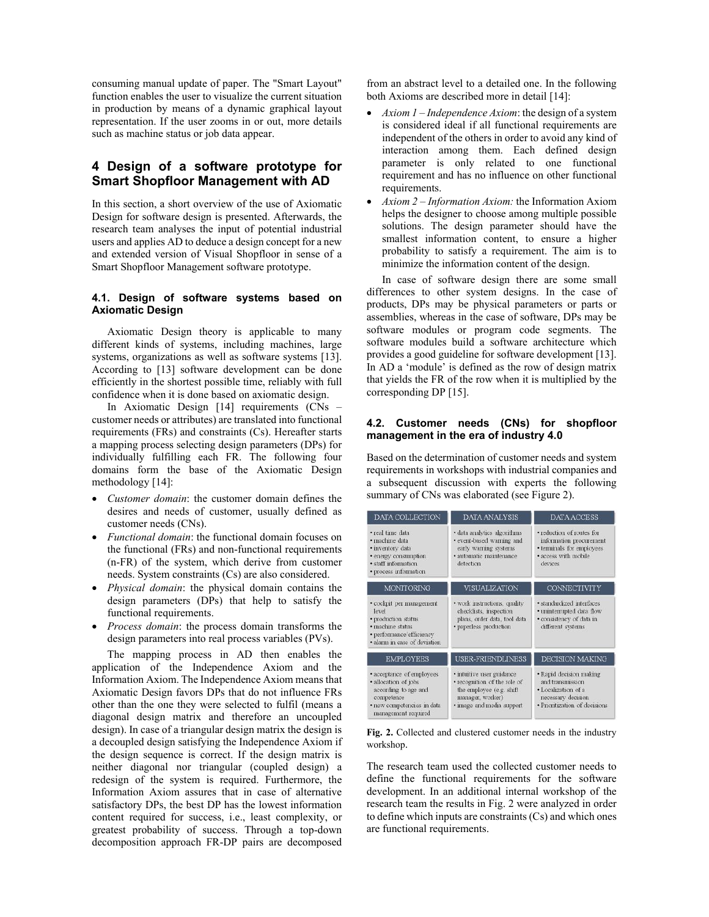consuming manual update of paper. The "Smart Layout" function enables the user to visualize the current situation in production by means of a dynamic graphical layout representation. If the user zooms in or out, more details such as machine status or job data appear.

## 4 Design of a software prototype for Smart Shopfloor Management with AD

In this section, a short overview of the use of Axiomatic Design for software design is presented. Afterwards, the research team analyses the input of potential industrial users and applies AD to deduce a design concept for a new and extended version of Visual Shopfloor in sense of a Smart Shopfloor Management software prototype.

### 4.1. Design of software systems based on Axiomatic Design

Axiomatic Design theory is applicable to many different kinds of systems, including machines, large systems, organizations as well as software systems [13]. According to [13] software development can be done efficiently in the shortest possible time, reliably with full confidence when it is done based on axiomatic design.

In Axiomatic Design [14] requirements (CNs – customer needs or attributes) are translated into functional requirements (FRs) and constraints (Cs). Hereafter starts a mapping process selecting design parameters (DPs) for individually fulfilling each FR. The following four domains form the base of the Axiomatic Design methodology [14]:

- *Customer domain*: the customer domain defines the desires and needs of customer, usually defined as customer needs (CNs).
- *Functional domain*: the functional domain focuses on the functional (FRs) and non-functional requirements (n-FR) of the system, which derive from customer needs. System constraints (Cs) are also considered.
- *Physical domain*: the physical domain contains the design parameters (DPs) that help to satisfy the functional requirements.
- *Process domain*: the process domain transforms the design parameters into real process variables (PVs).

The mapping process in AD then enables the application of the Independence Axiom and the Information Axiom. The Independence Axiom means that Axiomatic Design favors DPs that do not influence FRs other than the one they were selected to fulfil (means a diagonal design matrix and therefore an uncoupled design). In case of a triangular design matrix the design is a decoupled design satisfying the Independence Axiom if the design sequence is correct. If the design matrix is neither diagonal nor triangular (coupled design) a redesign of the system is required. Furthermore, the Information Axiom assures that in case of alternative satisfactory DPs, the best DP has the lowest information content required for success, i.e., least complexity, or greatest probability of success. Through a top-down decomposition approach FR-DP pairs are decomposed from an abstract level to a detailed one. In the following both Axioms are described more in detail [14]:

- *Axiom 1 – Independence Axiom*: the design of a system is considered ideal if all functional requirements are independent of the others in order to avoid any kind of interaction among them. Each defined design parameter is only related to one functional requirement and has no influence on other functional requirements.
- *Axiom 2 – Information Axiom:* the Information Axiom helps the designer to choose among multiple possible solutions. The design parameter should have the smallest information content, to ensure a higher probability to satisfy a requirement. The aim is to minimize the information content of the design.

In case of software design there are some small differences to other system designs. In the case of products, DPs may be physical parameters or parts or assemblies, whereas in the case of software, DPs may be software modules or program code segments. The software modules build a software architecture which provides a good guideline for software development [13]. In AD a 'module' is defined as the row of design matrix that yields the FR of the row when it is multiplied by the corresponding DP [15].

### 4.2. Customer needs (CNs) for shopfloor management in the era of industry 4.0

Based on the determination of customer needs and system requirements in workshops with industrial companies and a subsequent discussion with experts the following summary of CNs was elaborated (see Figure 2).

| DATA COLLECTION | DATA ANALYSIS | DATA ACCESS |
|---|---|---|
| • real time data<br>• machine data<br>• inventory data<br>• energy consumption<br>• staff information<br>• process information | • data analytics algorithms<br>• event-based warning and early warning systems<br>• automatic maintenance detection | • reduction of routes for information procurement<br>• terminals for employees<br>• access with mobile devices |
| **MONITORING** | **VISUALIZATION** | **CONNECTIVITY** |
| • cockpit per management level<br>• production status<br>• machine status<br>• performance/efficiency<br>• alarm in case of deviation | • work instructions, quality checklists, inspection plans, order data, tool data<br>• paperless production | • standardized interfaces<br>• uninterrupted data flow<br>• consistency of data in different systems |
| **EMPLOYEES** | **USER-FRIENDLINESS** | **DECISION MAKING** |
| • acceptance of employees<br>• allocation of jobs according to age and competence<br>• new competencies in data management required | • intuitive user guidance<br>• recognition of the role of the employee (e.g. shift manager, worker)<br>• image and media support | • Rapid decision making and transmission<br>• Localization of a necessary decision<br>• Prioritization of decisions |

**Fig. 2.** Collected and clustered customer needs in the industry workshop.

The research team used the collected customer needs to define the functional requirements for the software development. In an additional internal workshop of the research team the results in Fig. 2 were analyzed in order to define which inputs are constraints (Cs) and which ones are functional requirements.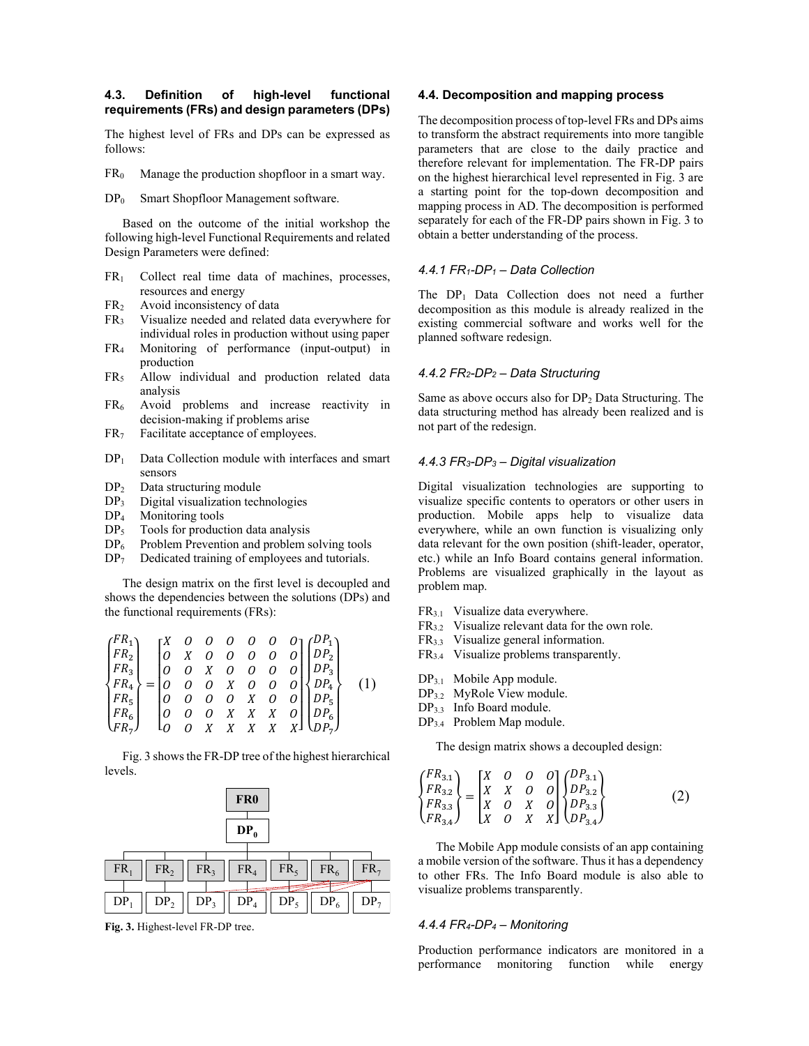### 4.3. Definition of high-level functional requirements (FRs) and design parameters (DPs)

The highest level of FRs and DPs can be expressed as follows:

$FR_0$ Manage the production shopfloor in a smart way.

$DP_0$ Smart Shopfloor Management software.

Based on the outcome of the initial workshop the following high-level Functional Requirements and related Design Parameters were defined:

- $FR_1$ Collect real time data of machines, processes, resources and energy
- $FR_2$ Avoid inconsistency of data
- $FR_3$ Visualize needed and related data everywhere for individual roles in production without using paper
- $FR_4$ Monitoring of performance (input-output) in production
- $FR_5$ Allow individual and production related data analysis
- $FR_6$ Avoid problems and increase reactivity in decision-making if problems arise
- $FR_7$ Facilitate acceptance of employees.

- $DP_1$ Data Collection module with interfaces and smart sensors
- $DP_2$ Data structuring module
- $DP_3$ Digital visualization technologies
- $DP_4$ Monitoring tools
- $DP_5$ Tools for production data analysis
- $DP_6$ Problem Prevention and problem solving tools
- $DP_7$ Dedicated training of employees and tutorials.

The design matrix on the first level is decoupled and shows the dependencies between the solutions (DPs) and the functional requirements (FRs):

$$\begin{Bmatrix} FR_1 \\ FR_2 \\ FR_3 \\ FR_4 \\ FR_5 \\ FR_6 \\ FR_7 \end{Bmatrix} = \begin{bmatrix} X & O & O & O & O & O & O \\ O & X & O & O & O & O & O \\ O & O & X & O & O & O & O \\ O & O & O & X & O & O & O \\ O & O & O & O & X & O & O \\ O & O & O & X & X & X & O \\ O & O & X & X & X & X & X \end{bmatrix} \begin{Bmatrix} DP_1 \\ DP_2 \\ DP_3 \\ DP_4 \\ DP_5 \\ DP_6 \\ DP_7 \end{Bmatrix} \quad (1)$$

Fig. 3 shows the FR-DP tree of the highest hierarchical levels.

**Fig. 3.** Highest-level FR-DP tree.

### 4.4. Decomposition and mapping process

The decomposition process of top-level FRs and DPs aims to transform the abstract requirements into more tangible parameters that are close to the daily practice and therefore relevant for implementation. The FR-DP pairs on the highest hierarchical level represented in Fig. 3 are a starting point for the top-down decomposition and mapping process in AD. The decomposition is performed separately for each of the FR-DP pairs shown in Fig. 3 to obtain a better understanding of the process.

#### *4.4.1 $FR_1$-$DP_1$ – Data Collection*

The $DP_1$ Data Collection does not need a further decomposition as this module is already realized in the existing commercial software and works well for the planned software redesign.

#### *4.4.2 $FR_2$-$DP_2$ – Data Structuring*

Same as above occurs also for $DP_2$ Data Structuring. The data structuring method has already been realized and is not part of the redesign.

#### *4.4.3 $FR_3$-$DP_3$ – Digital visualization*

Digital visualization technologies are supporting to visualize specific contents to operators or other users in production. Mobile apps help to visualize data everywhere, while an own function is visualizing only data relevant for the own position (shift-leader, operator, etc.) while an Info Board contains general information. Problems are visualized graphically in the layout as problem map.

- $FR_{3.1}$ Visualize data everywhere.
- $FR_{3.2}$ Visualize relevant data for the own role.
- $FR_{3.3}$ Visualize general information.
- $FR_{3.4}$ Visualize problems transparently.

- $DP_{3.1}$ Mobile App module.
- $DP_{3.2}$ MyRole View module.
- $DP_{3.3}$ Info Board module.
- $DP_{3.4}$ Problem Map module.

The design matrix shows a decoupled design:

$$\begin{Bmatrix} FR_{3.1} \\ FR_{3.2} \\ FR_{3.3} \\ FR_{3.4} \end{Bmatrix} = \begin{bmatrix} X & O & O & O \\ X & X & O & O \\ X & O & X & O \\ X & O & X & X \end{bmatrix} \begin{Bmatrix} DP_{3.1} \\ DP_{3.2} \\ DP_{3.3} \\ DP_{3.4} \end{Bmatrix} \quad (2)$$

The Mobile App module consists of an app containing a mobile version of the software. Thus it has a dependency to other FRs. The Info Board module is also able to visualize problems transparently.

#### *4.4.4 $FR_4$-$DP_4$ – Monitoring*

Production performance indicators are monitored in a performance monitoring function while energy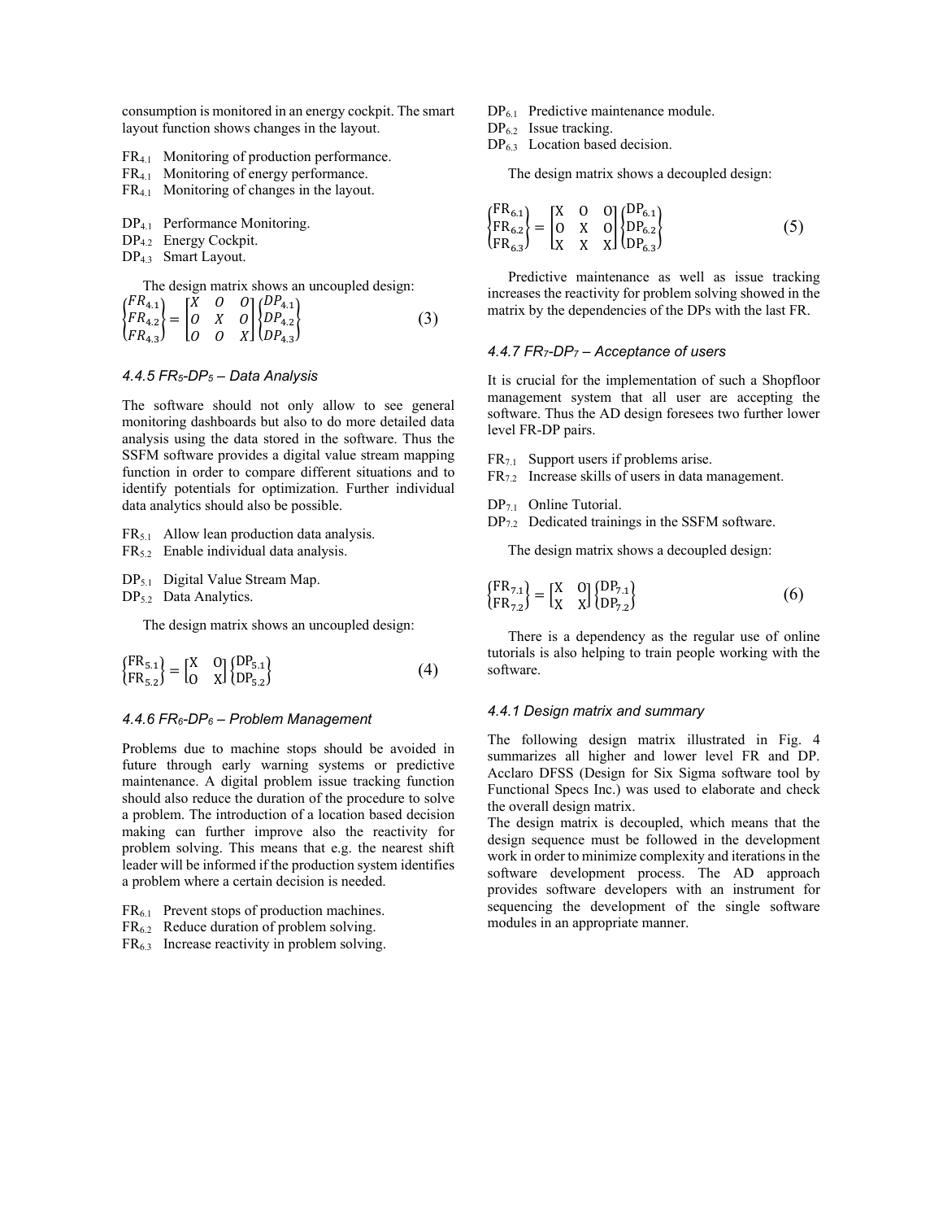consumption is monitored in an energy cockpit. The smart layout function shows changes in the layout.

$FR_{4.1}$ Monitoring of production performance.
$FR_{4.1}$ Monitoring of energy performance.
$FR_{4.1}$ Monitoring of changes in the layout.

$DP_{4.1}$ Performance Monitoring.
$DP_{4.2}$ Energy Cockpit.
$DP_{4.3}$ Smart Layout.

The design matrix shows an uncoupled design:

$$\begin{Bmatrix} FR_{4.1} \\ FR_{4.2} \\ FR_{4.3} \end{Bmatrix} = \begin{bmatrix} X & O & O \\ O & X & O \\ O & O & X \end{bmatrix} \begin{Bmatrix} DP_{4.1} \\ DP_{4.2} \\ DP_{4.3} \end{Bmatrix} \tag{3}$$

#### 4.4.5 $FR_5$-$DP_5$ – Data Analysis

The software should not only allow to see general monitoring dashboards but also to do more detailed data analysis using the data stored in the software. Thus the SSFM software provides a digital value stream mapping function in order to compare different situations and to identify potentials for optimization. Further individual data analytics should also be possible.

$FR_{5.1}$ Allow lean production data analysis.
$FR_{5.2}$ Enable individual data analysis.

$DP_{5.1}$ Digital Value Stream Map.
$DP_{5.2}$ Data Analytics.

The design matrix shows an uncoupled design:

$$\begin{Bmatrix} FR_{5.1} \\ FR_{5.2} \end{Bmatrix} = \begin{bmatrix} X & O \\ O & X \end{bmatrix} \begin{Bmatrix} DP_{5.1} \\ DP_{5.2} \end{Bmatrix} \tag{4}$$

#### 4.4.6 $FR_6$-$DP_6$ – Problem Management

Problems due to machine stops should be avoided in future through early warning systems or predictive maintenance. A digital problem issue tracking function should also reduce the duration of the procedure to solve a problem. The introduction of a location based decision making can further improve also the reactivity for problem solving. This means that e.g. the nearest shift leader will be informed if the production system identifies a problem where a certain decision is needed.

$FR_{6.1}$ Prevent stops of production machines.
$FR_{6.2}$ Reduce duration of problem solving.
$FR_{6.3}$ Increase reactivity in problem solving.

$DP_{6.1}$ Predictive maintenance module.
$DP_{6.2}$ Issue tracking.
$DP_{6.3}$ Location based decision.

The design matrix shows a decoupled design:

$$\begin{Bmatrix} FR_{6.1} \\ FR_{6.2} \\ FR_{6.3} \end{Bmatrix} = \begin{bmatrix} X & O & O \\ O & X & O \\ X & X & X \end{bmatrix} \begin{Bmatrix} DP_{6.1} \\ DP_{6.2} \\ DP_{6.3} \end{Bmatrix} \tag{5}$$

Predictive maintenance as well as issue tracking increases the reactivity for problem solving showed in the matrix by the dependencies of the DPs with the last FR.

#### 4.4.7 $FR_7$-$DP_7$ – Acceptance of users

It is crucial for the implementation of such a Shopfloor management system that all user are accepting the software. Thus the AD design foresees two further lower level FR-DP pairs.

$FR_{7.1}$ Support users if problems arise.
$FR_{7.2}$ Increase skills of users in data management.

$DP_{7.1}$ Online Tutorial.
$DP_{7.2}$ Dedicated trainings in the SSFM software.

The design matrix shows a decoupled design:

$$\begin{Bmatrix} FR_{7.1} \\ FR_{7.2} \end{Bmatrix} = \begin{bmatrix} X & O \\ X & X \end{bmatrix} \begin{Bmatrix} DP_{7.1} \\ DP_{7.2} \end{Bmatrix} \tag{6}$$

There is a dependency as the regular use of online tutorials is also helping to train people working with the software.

#### 4.4.1 Design matrix and summary

The following design matrix illustrated in Fig. 4 summarizes all higher and lower level FR and DP. Acclaro DFSS (Design for Six Sigma software tool by Functional Specs Inc.) was used to elaborate and check the overall design matrix.
The design matrix is decoupled, which means that the design sequence must be followed in the development work in order to minimize complexity and iterations in the software development process. The AD approach provides software developers with an instrument for sequencing the development of the single software modules in an appropriate manner.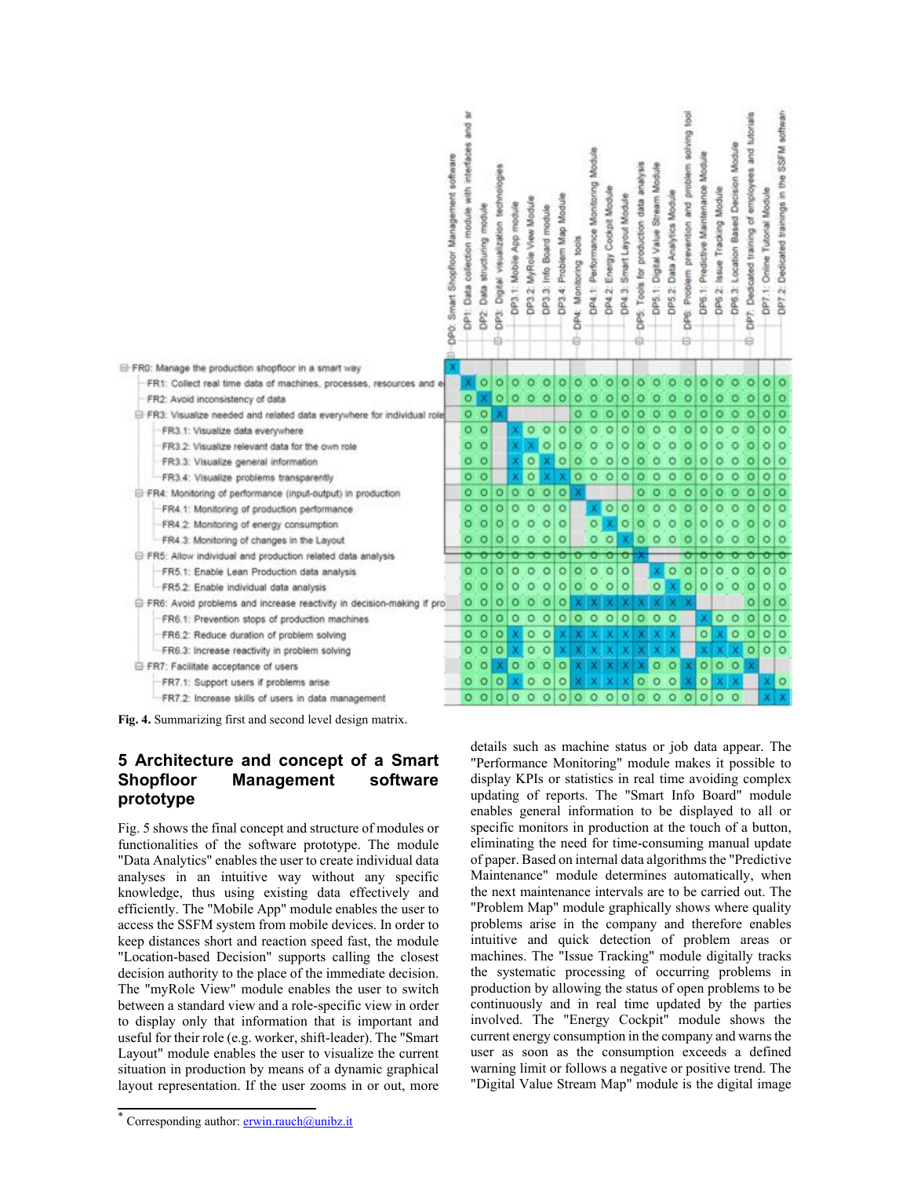DP0: Smart Shopfloor Management software
DP1: Data collection module with interfaces and sr
DP2: Data structuring module
DP3: Digital visualization technologies
DP3.1: Mobile App module
DP3.2: MyRole View Module
DP3.3: Info Board module
DP3.4: Problem Map Module
DP4: Monitoring tools
DP4.1: Performance Monitoring Module
DP4.2: Energy Cockpit Module
DP4.3: Smart Layout Module
DP5: Tools for production data analysis
DP5.1: Digital Value Stream Module
DP5.2: Data Analytics Module
DP6: Problem prevention and problem solving tool
DP6.1: Predictive Maintenance Module
DP6.2: Issue Tracking Module
DP6.3: Location Based Decision Module
DP7: Dedicated training of employees and tutorials
DP7.1: Online Tutorial Module
DP7.2: Dedicated trainings in the SSFM software

FR0: Manage the production shopfloor in a smart way
FR1: Collect real time data of machines, processes, resources and e
FR2: Avoid inconsistency of data
FR3: Visualize needed and related data everywhere for individual role
FR3.1: Visualize data everywhere
FR3.2: Visualize relevant data for the own role
FR3.3: Visualize general information
FR3.4: Visualize problems transparently
FR4: Monitoring of performance (input-output) in production
FR4.1: Monitoring of production performance
FR4.2: Monitoring of energy consumption
FR4.3: Monitoring of changes in the Layout
FR5: Allow individual and production related data analysis
FR5.1: Enable Lean Production data analysis
FR5.2: Enable individual data analysis
FR6: Avoid problems and increase reactivity in decision-making if pro
FR6.1: Prevention stops of production machines
FR6.2: Reduce duration of problem solving
FR6.3: Increase reactivity in problem solving
FR7: Facilitate acceptance of users
FR7.1: Support users if problems arise
FR7.2: Increase skills of users in data management

**Fig. 4.** Summarizing first and second level design matrix.

## 5 Architecture and concept of a Smart Shopfloor Management software prototype

Fig. 5 shows the final concept and structure of modules or functionalities of the software prototype. The module "Data Analytics" enables the user to create individual data analyses in an intuitive way without any specific knowledge, thus using existing data effectively and efficiently. The "Mobile App" module enables the user to access the SSFM system from mobile devices. In order to keep distances short and reaction speed fast, the module "Location-based Decision" supports calling the closest decision authority to the place of the immediate decision. The "myRole View" module enables the user to switch between a standard view and a role-specific view in order to display only that information that is important and useful for their role (e.g. worker, shift-leader). The "Smart Layout" module enables the user to visualize the current situation in production by means of a dynamic graphical layout representation. If the user zooms in or out, more details such as machine status or job data appear. The "Performance Monitoring" module makes it possible to display KPIs or statistics in real time avoiding complex updating of reports. The "Smart Info Board" module enables general information to be displayed to all or specific monitors in production at the touch of a button, eliminating the need for time-consuming manual update of paper. Based on internal data algorithms the "Predictive Maintenance" module determines automatically, when the next maintenance intervals are to be carried out. The "Problem Map" module graphically shows where quality problems arise in the company and therefore enables intuitive and quick detection of problem areas or machines. The "Issue Tracking" module digitally tracks the systematic processing of occurring problems in production by allowing the status of open problems to be continuously and in real time updated by the parties involved. The "Energy Cockpit" module shows the current energy consumption in the company and warns the user as soon as the consumption exceeds a defined warning limit or follows a negative or positive trend. The "Digital Value Stream Map" module is the digital image

* Corresponding author: erwin.rauch@unibz.it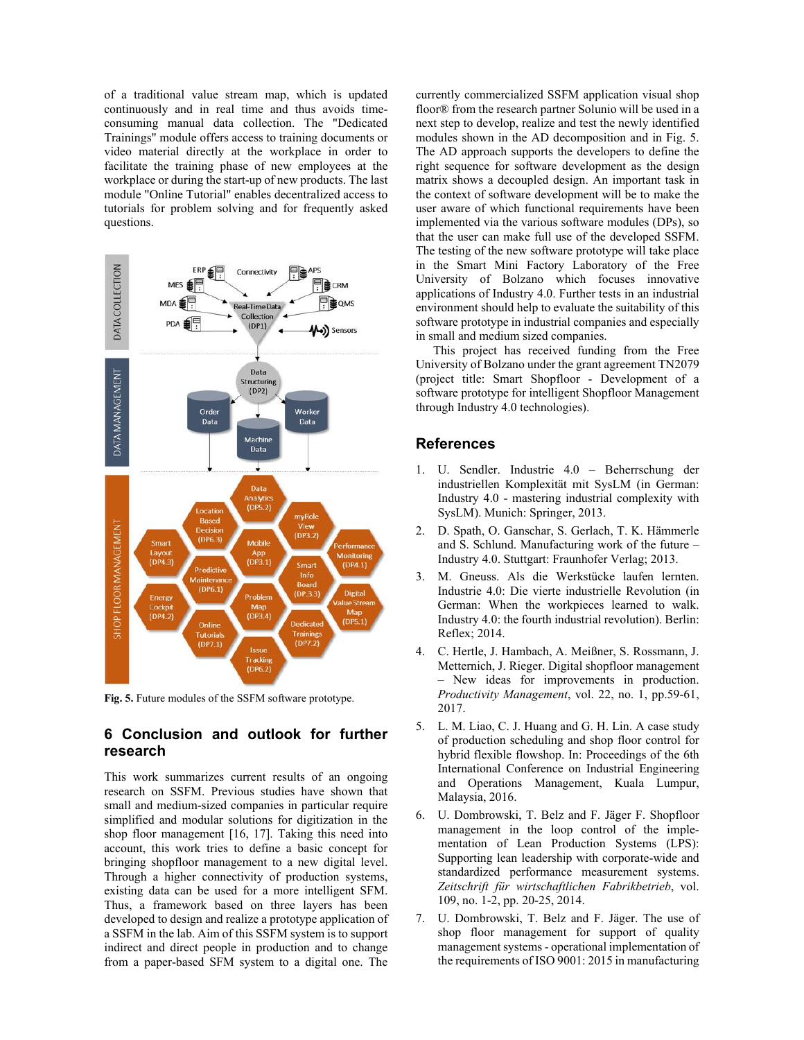of a traditional value stream map, which is updated continuously and in real time and thus avoids time-consuming manual data collection. The "Dedicated Trainings" module offers access to training documents or video material directly at the workplace in order to facilitate the training phase of new employees at the workplace or during the start-up of new products. The last module "Online Tutorial" enables decentralized access to tutorials for problem solving and for frequently asked questions.

**Fig. 5.** Future modules of the SSFM software prototype.

## 6 Conclusion and outlook for further research

This work summarizes current results of an ongoing research on SSFM. Previous studies have shown that small and medium-sized companies in particular require simplified and modular solutions for digitization in the shop floor management [16, 17]. Taking this need into account, this work tries to define a basic concept for bringing shopfloor management to a new digital level. Through a higher connectivity of production systems, existing data can be used for a more intelligent SFM. Thus, a framework based on three layers has been developed to design and realize a prototype application of a SSFM in the lab. Aim of this SSFM system is to support indirect and direct people in production and to change from a paper-based SFM system to a digital one. The currently commercialized SSFM application visual shop floor® from the research partner Solunio will be used in a next step to develop, realize and test the newly identified modules shown in the AD decomposition and in Fig. 5. The AD approach supports the developers to define the right sequence for software development as the design matrix shows a decoupled design. An important task in the context of software development will be to make the user aware of which functional requirements have been implemented via the various software modules (DPs), so that the user can make full use of the developed SSFM. The testing of the new software prototype will take place in the Smart Mini Factory Laboratory of the Free University of Bolzano which focuses innovative applications of Industry 4.0. Further tests in an industrial environment should help to evaluate the suitability of this software prototype in industrial companies and especially in small and medium sized companies.

This project has received funding from the Free University of Bolzano under the grant agreement TN2079 (project title: Smart Shopfloor - Development of a software prototype for intelligent Shopfloor Management through Industry 4.0 technologies).

## References

1. U. Sendler. Industrie 4.0 – Beherrschung der industriellen Komplexität mit SysLM (in German: Industry 4.0 - mastering industrial complexity with SysLM). Munich: Springer, 2013.
2. D. Spath, O. Ganschar, S. Gerlach, T. K. Hämmerle and S. Schlund. Manufacturing work of the future – Industry 4.0. Stuttgart: Fraunhofer Verlag; 2013.
3. M. Gneuss. Als die Werkstücke laufen lernten. Industrie 4.0: Die vierte industrielle Revolution (in German: When the workpieces learned to walk. Industry 4.0: the fourth industrial revolution). Berlin: Reflex; 2014.
4. C. Hertle, J. Hambach, A. Meißner, S. Rossmann, J. Metternich, J. Rieger. Digital shopfloor management – New ideas for improvements in production. *Productivity Management*, vol. 22, no. 1, pp.59-61, 2017.
5. L. M. Liao, C. J. Huang and G. H. Lin. A case study of production scheduling and shop floor control for hybrid flexible flowshop. In: Proceedings of the 6th International Conference on Industrial Engineering and Operations Management, Kuala Lumpur, Malaysia, 2016.
6. U. Dombrowski, T. Belz and F. Jäger F. Shopfloor management in the loop control of the implementation of Lean Production Systems (LPS): Supporting lean leadership with corporate-wide and standardized performance measurement systems. *Zeitschrift für wirtschaftlichen Fabrikbetrieb*, vol. 109, no. 1-2, pp. 20-25, 2014.
7. U. Dombrowski, T. Belz and F. Jäger. The use of shop floor management for support of quality management systems - operational implementation of the requirements of ISO 9001: 2015 in manufacturing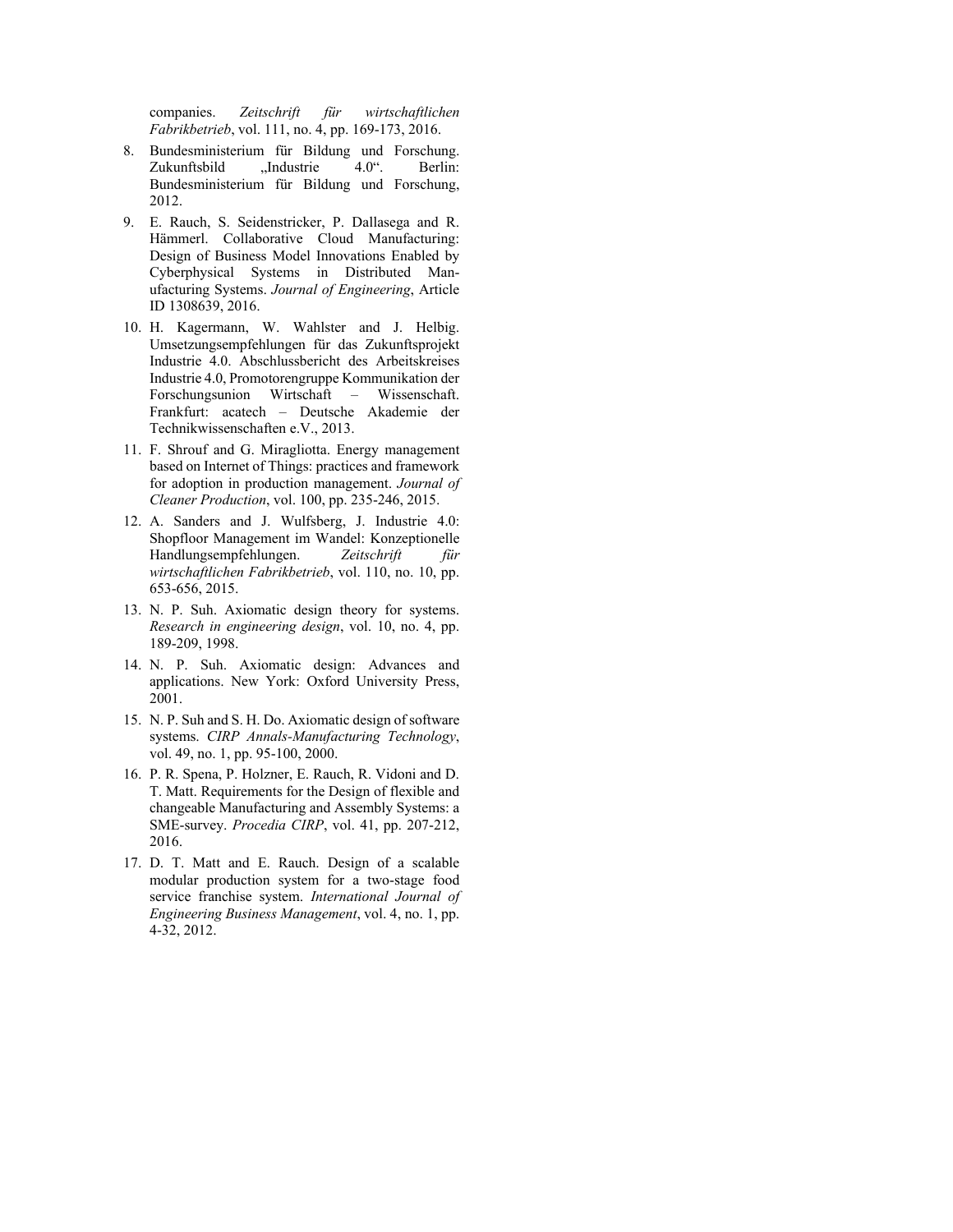companies. *Zeitschrift für wirtschaftlichen Fabrikbetrieb*, vol. 111, no. 4, pp. 169-173, 2016.

8. Bundesministerium für Bildung und Forschung. Zukunftsbild „Industrie 4.0". Berlin: Bundesministerium für Bildung und Forschung, 2012.

9. E. Rauch, S. Seidenstricker, P. Dallasega and R. Hämmerl. Collaborative Cloud Manufacturing: Design of Business Model Innovations Enabled by Cyberphysical Systems in Distributed Manufacturing Systems. *Journal of Engineering*, Article ID 1308639, 2016.

10. H. Kagermann, W. Wahlster and J. Helbig. Umsetzungsempfehlungen für das Zukunftsprojekt Industrie 4.0. Abschlussbericht des Arbeitskreises Industrie 4.0, Promotorengruppe Kommunikation der Forschungsunion Wirtschaft – Wissenschaft. Frankfurt: acatech – Deutsche Akademie der Technikwissenschaften e.V., 2013.

11. F. Shrouf and G. Miragliotta. Energy management based on Internet of Things: practices and framework for adoption in production management. *Journal of Cleaner Production*, vol. 100, pp. 235-246, 2015.

12. A. Sanders and J. Wulfsberg, J. Industrie 4.0: Shopfloor Management im Wandel: Konzeptionelle Handlungsempfehlungen. *Zeitschrift für wirtschaftlichen Fabrikbetrieb*, vol. 110, no. 10, pp. 653-656, 2015.

13. N. P. Suh. Axiomatic design theory for systems. *Research in engineering design*, vol. 10, no. 4, pp. 189-209, 1998.

14. N. P. Suh. Axiomatic design: Advances and applications. New York: Oxford University Press, 2001.

15. N. P. Suh and S. H. Do. Axiomatic design of software systems. *CIRP Annals-Manufacturing Technology*, vol. 49, no. 1, pp. 95-100, 2000.

16. P. R. Spena, P. Holzner, E. Rauch, R. Vidoni and D. T. Matt. Requirements for the Design of flexible and changeable Manufacturing and Assembly Systems: a SME-survey. *Procedia CIRP*, vol. 41, pp. 207-212, 2016.

17. D. T. Matt and E. Rauch. Design of a scalable modular production system for a two-stage food service franchise system. *International Journal of Engineering Business Management*, vol. 4, no. 1, pp. 4-32, 2012.